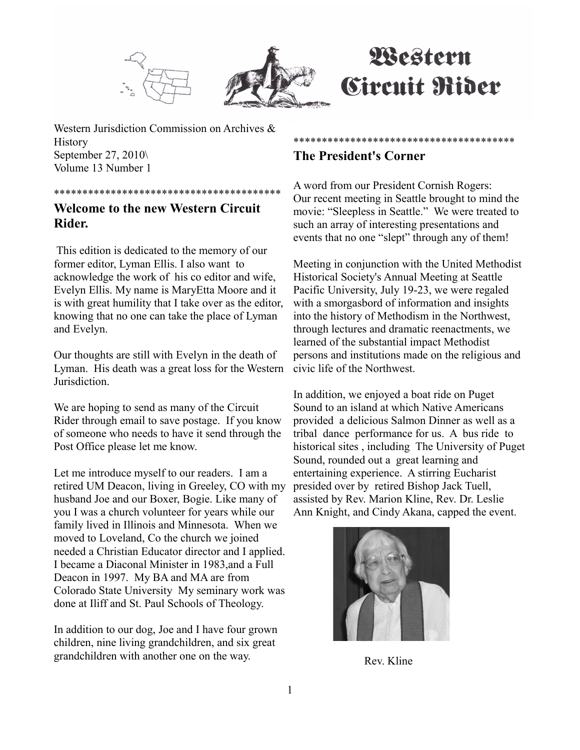# Western Circuit Rider

Western Jurisdiction Commission on Archives & History
September 27, 2010\
Volume 13 Number 1

***************************************

## Welcome to the new Western Circuit Rider.

This edition is dedicated to the memory of our former editor, Lyman Ellis. I also want to acknowledge the work of his co editor and wife, Evelyn Ellis. My name is MaryEtta Moore and it is with great humility that I take over as the editor, knowing that no one can take the place of Lyman and Evelyn.

Our thoughts are still with Evelyn in the death of Lyman. His death was a great loss for the Western Jurisdiction.

We are hoping to send as many of the Circuit Rider through email to save postage. If you know of someone who needs to have it send through the Post Office please let me know.

Let me introduce myself to our readers. I am a retired UM Deacon, living in Greeley, CO with my husband Joe and our Boxer, Bogie. Like many of you I was a church volunteer for years while our family lived in Illinois and Minnesota. When we moved to Loveland, Co the church we joined needed a Christian Educator director and I applied. I became a Diaconal Minister in 1983,and a Full Deacon in 1997. My BA and MA are from Colorado State University My seminary work was done at Iliff and St. Paul Schools of Theology.

In addition to our dog, Joe and I have four grown children, nine living grandchildren, and six great grandchildren with another one on the way.

***************************************

## The President's Corner

A word from our President Cornish Rogers:
Our recent meeting in Seattle brought to mind the movie: "Sleepless in Seattle." We were treated to such an array of interesting presentations and events that no one "slept" through any of them!

Meeting in conjunction with the United Methodist Historical Society's Annual Meeting at Seattle Pacific University, July 19-23, we were regaled with a smorgasbord of information and insights into the history of Methodism in the Northwest, through lectures and dramatic reenactments, we learned of the substantial impact Methodist persons and institutions made on the religious and civic life of the Northwest.

In addition, we enjoyed a boat ride on Puget Sound to an island at which Native Americans provided a delicious Salmon Dinner as well as a tribal dance performance for us. A bus ride to historical sites , including The University of Puget Sound, rounded out a great learning and entertaining experience. A stirring Eucharist presided over by retired Bishop Jack Tuell, assisted by Rev. Marion Kline, Rev. Dr. Leslie Ann Knight, and Cindy Akana, capped the event.

Rev. Kline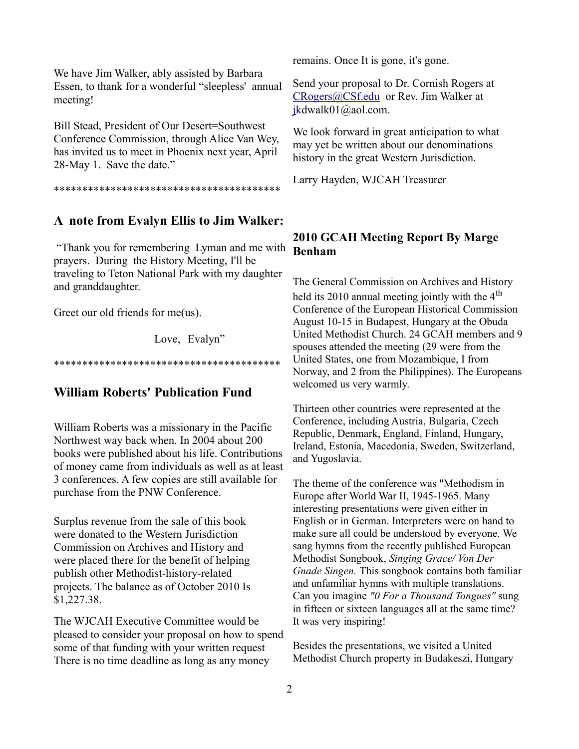We have Jim Walker, ably assisted by Barbara Essen, to thank for a wonderful "sleepless' annual meeting!

Bill Stead, President of Our Desert=Southwest Conference Commission, through Alice Van Wey, has invited us to meet in Phoenix next year, April 28-May 1. Save the date."

****************************************

## A note from Evalyn Ellis to Jim Walker:

"Thank you for remembering Lyman and me with prayers. During the History Meeting, I'll be traveling to Teton National Park with my daughter and granddaughter.

Greet our old friends for me(us).

Love, Evalyn"

****************************************

## William Roberts' Publication Fund

William Roberts was a missionary in the Pacific Northwest way back when. In 2004 about 200 books were published about his life. Contributions of money came from individuals as well as at least 3 conferences. A few copies are still available for purchase from the PNW Conference.

Surplus revenue from the sale of this book were donated to the Western Jurisdiction Commission on Archives and History and were placed there for the benefit of helping publish other Methodist-history-related projects. The balance as of October 2010 Is $1,227.38.

The WJCAH Executive Committee would be pleased to consider your proposal on how to spend some of that funding with your written request There is no time deadline as long as any money remains. Once It is gone, it's gone.

Send your proposal to Dr. Cornish Rogers at CRogers@CSf.edu or Rev. Jim Walker at jkdwalk01@aol.com.

We look forward in great anticipation to what may yet be written about our denominations history in the great Western Jurisdiction.

Larry Hayden, WJCAH Treasurer

## 2010 GCAH Meeting Report By Marge Benham

The General Commission on Archives and History held its 2010 annual meeting jointly with the 4th Conference of the European Historical Commission August 10-15 in Budapest, Hungary at the Obuda United Methodist Church. 24 GCAH members and 9 spouses attended the meeting (29 were from the United States, one from Mozambique, I from Norway, and 2 from the Philippines). The Europeans welcomed us very warmly.

Thirteen other countries were represented at the Conference, including Austria, Bulgaria, Czech Republic, Denmark, England, Finland, Hungary, Ireland, Estonia, Macedonia, Sweden, Switzerland, and Yugoslavia.

The theme of the conference was "Methodism in Europe after World War II, 1945-1965. Many interesting presentations were given either in English or in German. Interpreters were on hand to make sure all could be understood by everyone. We sang hymns from the recently published European Methodist Songbook, *Singing Grace/ Von Der Gnade Singen.* This songbook contains both familiar and unfamiliar hymns with multiple translations. Can you imagine *"0 For a Thousand Tongues"* sung in fifteen or sixteen languages all at the same time? It was very inspiring!

Besides the presentations, we visited a United Methodist Church property in Budakeszi, Hungary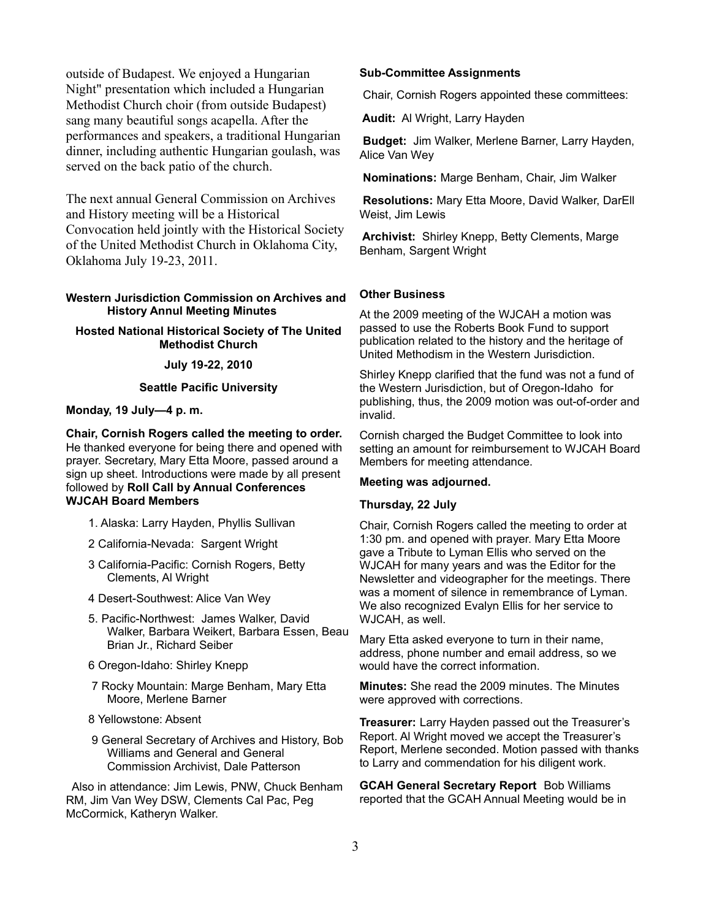outside of Budapest. We enjoyed a Hungarian Night" presentation which included a Hungarian Methodist Church choir (from outside Budapest) sang many beautiful songs acapella. After the performances and speakers, a traditional Hungarian dinner, including authentic Hungarian goulash, was served on the back patio of the church.

The next annual General Commission on Archives and History meeting will be a Historical Convocation held jointly with the Historical Society of the United Methodist Church in Oklahoma City, Oklahoma July 19-23, 2011.

### Western Jurisdiction Commission on Archives and History Annul Meeting Minutes

**Hosted National Historical Society of The United Methodist Church**

**July 19-22, 2010**

**Seattle Pacific University**

**Monday, 19 July—4 p. m.**

**Chair, Cornish Rogers called the meeting to order.** He thanked everyone for being there and opened with prayer. Secretary, Mary Etta Moore, passed around a sign up sheet. Introductions were made by all present followed by **Roll Call by Annual Conferences WJCAH Board Members**

1. Alaska: Larry Hayden, Phyllis Sullivan
2. California-Nevada: Sargent Wright
3. California-Pacific: Cornish Rogers, Betty Clements, Al Wright
4. Desert-Southwest: Alice Van Wey
5. Pacific-Northwest: James Walker, David Walker, Barbara Weikert, Barbara Essen, Beau Brian Jr., Richard Seiber
6. Oregon-Idaho: Shirley Knepp
7. Rocky Mountain: Marge Benham, Mary Etta Moore, Merlene Barner
8. Yellowstone: Absent
9. General Secretary of Archives and History, Bob Williams and General and General Commission Archivist, Dale Patterson

Also in attendance: Jim Lewis, PNW, Chuck Benham RM, Jim Van Wey DSW, Clements Cal Pac, Peg McCormick, Katheryn Walker.

**Sub-Committee Assignments**

Chair, Cornish Rogers appointed these committees:

**Audit:** Al Wright, Larry Hayden

**Budget:** Jim Walker, Merlene Barner, Larry Hayden, Alice Van Wey

**Nominations:** Marge Benham, Chair, Jim Walker

**Resolutions:** Mary Etta Moore, David Walker, DarEll Weist, Jim Lewis

**Archivist:** Shirley Knepp, Betty Clements, Marge Benham, Sargent Wright

**Other Business**

At the 2009 meeting of the WJCAH a motion was passed to use the Roberts Book Fund to support publication related to the history and the heritage of United Methodism in the Western Jurisdiction.

Shirley Knepp clarified that the fund was not a fund of the Western Jurisdiction, but of Oregon-Idaho for publishing, thus, the 2009 motion was out-of-order and invalid.

Cornish charged the Budget Committee to look into setting an amount for reimbursement to WJCAH Board Members for meeting attendance.

**Meeting was adjourned.**

**Thursday, 22 July**

Chair, Cornish Rogers called the meeting to order at 1:30 pm. and opened with prayer. Mary Etta Moore gave a Tribute to Lyman Ellis who served on the WJCAH for many years and was the Editor for the Newsletter and videographer for the meetings. There was a moment of silence in remembrance of Lyman. We also recognized Evalyn Ellis for her service to WJCAH, as well.

Mary Etta asked everyone to turn in their name, address, phone number and email address, so we would have the correct information.

**Minutes:** She read the 2009 minutes. The Minutes were approved with corrections.

**Treasurer:** Larry Hayden passed out the Treasurer's Report. Al Wright moved we accept the Treasurer's Report, Merlene seconded. Motion passed with thanks to Larry and commendation for his diligent work.

**GCAH General Secretary Report** Bob Williams reported that the GCAH Annual Meeting would be in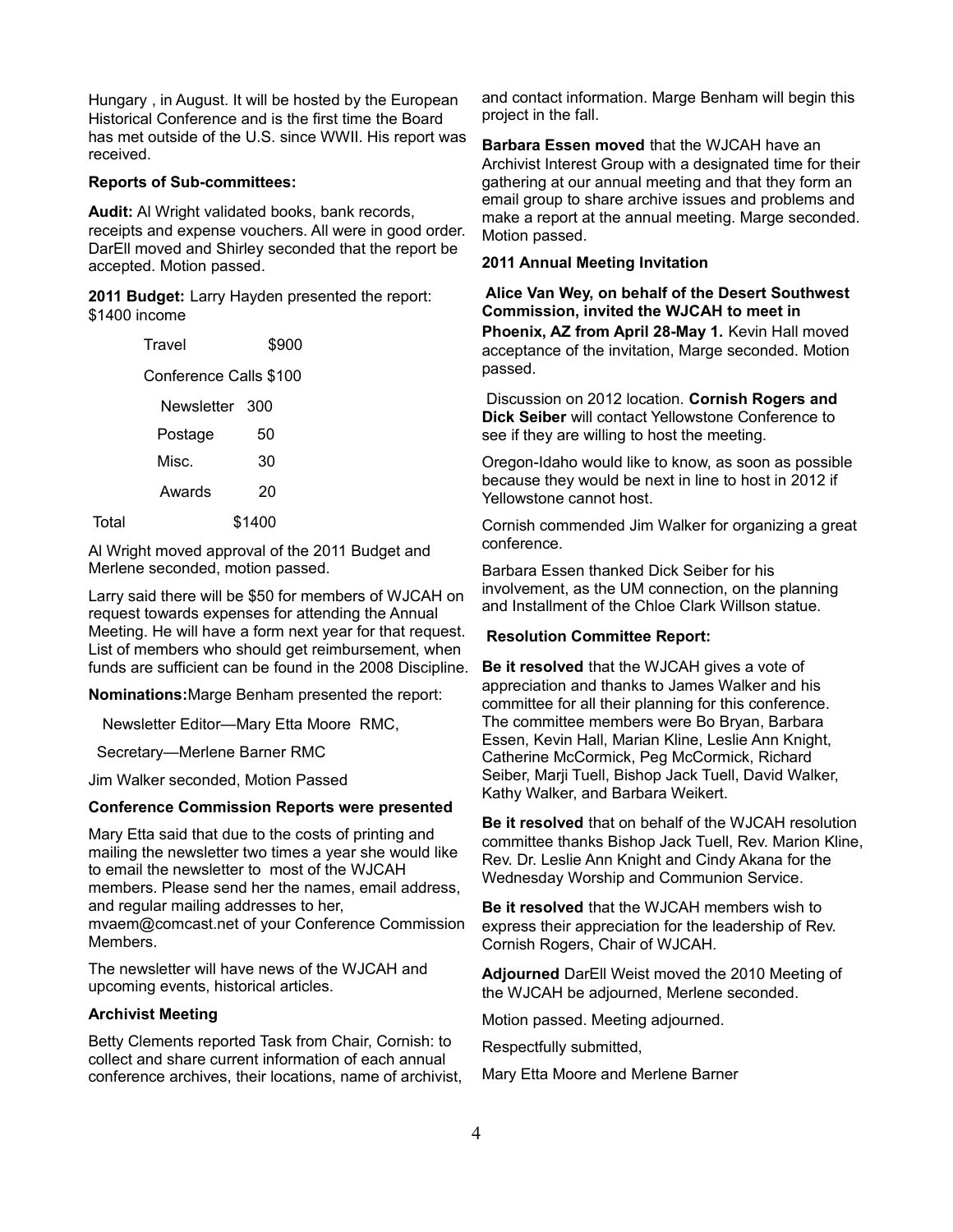Hungary , in August. It will be hosted by the European Historical Conference and is the first time the Board has met outside of the U.S. since WWII. His report was received.

**Reports of Sub-committees:**

**Audit:** Al Wright validated books, bank records, receipts and expense vouchers. All were in good order. DarEll moved and Shirley seconded that the report be accepted. Motion passed.

**2011 Budget:** Larry Hayden presented the report: $1400 income

| | |
|---|---|
| Travel | $900 |
| Conference Calls | $100 |
| Newsletter | 300 |
| Postage | 50 |
| Misc. | 30 |
| Awards | 20 |
| Total | $1400 |

Al Wright moved approval of the 2011 Budget and Merlene seconded, motion passed.

Larry said there will be $50 for members of WJCAH on request towards expenses for attending the Annual Meeting. He will have a form next year for that request. List of members who should get reimbursement, when funds are sufficient can be found in the 2008 Discipline.

**Nominations:**Marge Benham presented the report:

Newsletter Editor—Mary Etta Moore RMC,

Secretary—Merlene Barner RMC

Jim Walker seconded, Motion Passed

**Conference Commission Reports were presented**

Mary Etta said that due to the costs of printing and mailing the newsletter two times a year she would like to email the newsletter to most of the WJCAH members. Please send her the names, email address, and regular mailing addresses to her, mvaem@comcast.net of your Conference Commission Members.

The newsletter will have news of the WJCAH and upcoming events, historical articles.

**Archivist Meeting**

Betty Clements reported Task from Chair, Cornish: to collect and share current information of each annual conference archives, their locations, name of archivist, and contact information. Marge Benham will begin this project in the fall.

**Barbara Essen moved** that the WJCAH have an Archivist Interest Group with a designated time for their gathering at our annual meeting and that they form an email group to share archive issues and problems and make a report at the annual meeting. Marge seconded. Motion passed.

**2011 Annual Meeting Invitation**

**Alice Van Wey, on behalf of the Desert Southwest Commission, invited the WJCAH to meet in Phoenix, AZ from April 28-May 1.** Kevin Hall moved acceptance of the invitation, Marge seconded. Motion passed.

Discussion on 2012 location. **Cornish Rogers and Dick Seiber** will contact Yellowstone Conference to see if they are willing to host the meeting.

Oregon-Idaho would like to know, as soon as possible because they would be next in line to host in 2012 if Yellowstone cannot host.

Cornish commended Jim Walker for organizing a great conference.

Barbara Essen thanked Dick Seiber for his involvement, as the UM connection, on the planning and Installment of the Chloe Clark Willson statue.

**Resolution Committee Report:**

**Be it resolved** that the WJCAH gives a vote of appreciation and thanks to James Walker and his committee for all their planning for this conference. The committee members were Bo Bryan, Barbara Essen, Kevin Hall, Marian Kline, Leslie Ann Knight, Catherine McCormick, Peg McCormick, Richard Seiber, Marji Tuell, Bishop Jack Tuell, David Walker, Kathy Walker, and Barbara Weikert.

**Be it resolved** that on behalf of the WJCAH resolution committee thanks Bishop Jack Tuell, Rev. Marion Kline, Rev. Dr. Leslie Ann Knight and Cindy Akana for the Wednesday Worship and Communion Service.

**Be it resolved** that the WJCAH members wish to express their appreciation for the leadership of Rev. Cornish Rogers, Chair of WJCAH.

**Adjourned** DarEll Weist moved the 2010 Meeting of the WJCAH be adjourned, Merlene seconded.

Motion passed. Meeting adjourned.

Respectfully submitted,

Mary Etta Moore and Merlene Barner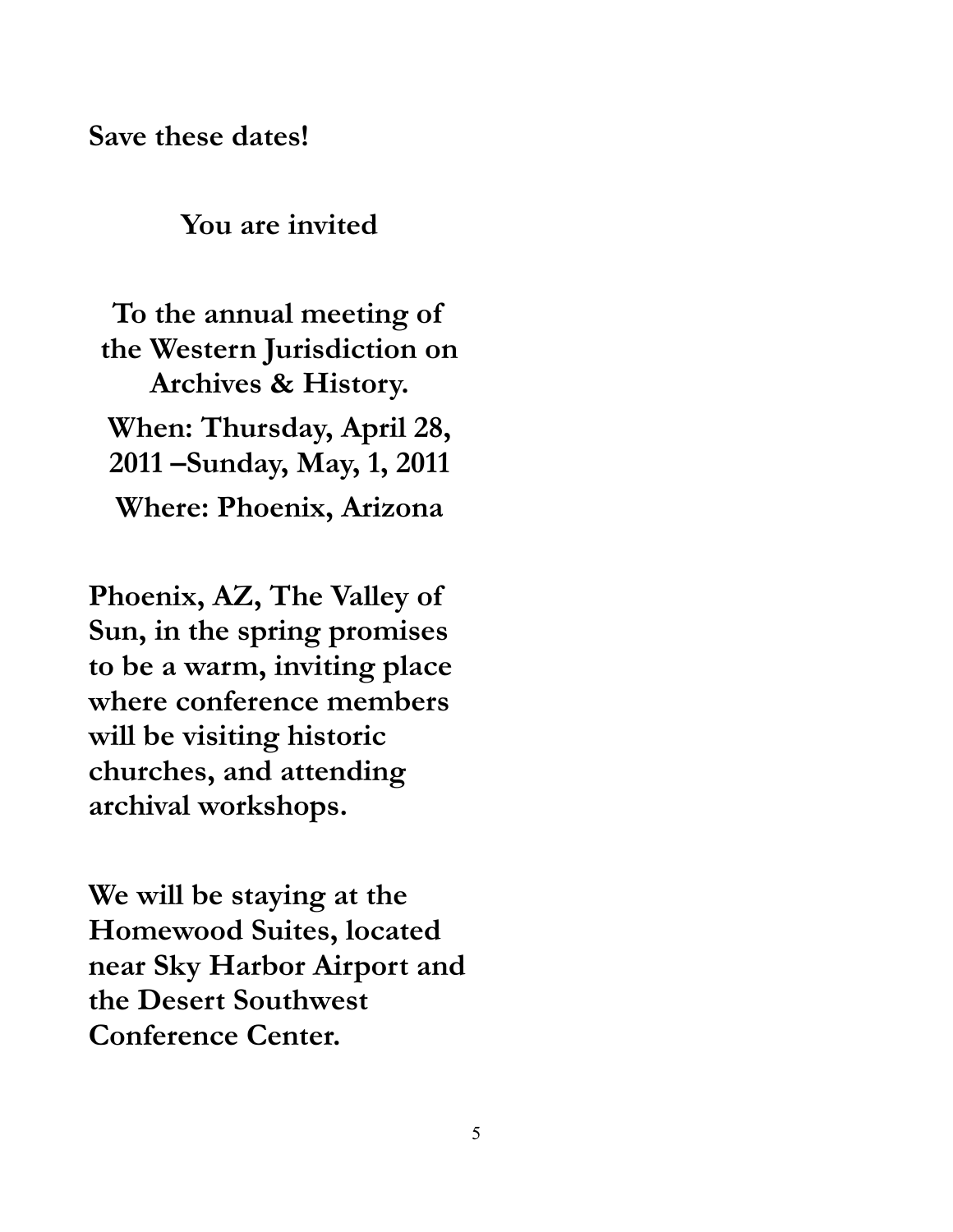**Save these dates!**

**You are invited**

**To the annual meeting of the Western Jurisdiction on Archives & History.**

**When: Thursday, April 28, 2011 –Sunday, May, 1, 2011**

**Where: Phoenix, Arizona**

**Phoenix, AZ, The Valley of Sun, in the spring promises to be a warm, inviting place where conference members will be visiting historic churches, and attending archival workshops.**

**We will be staying at the Homewood Suites, located near Sky Harbor Airport and the Desert Southwest Conference Center.**